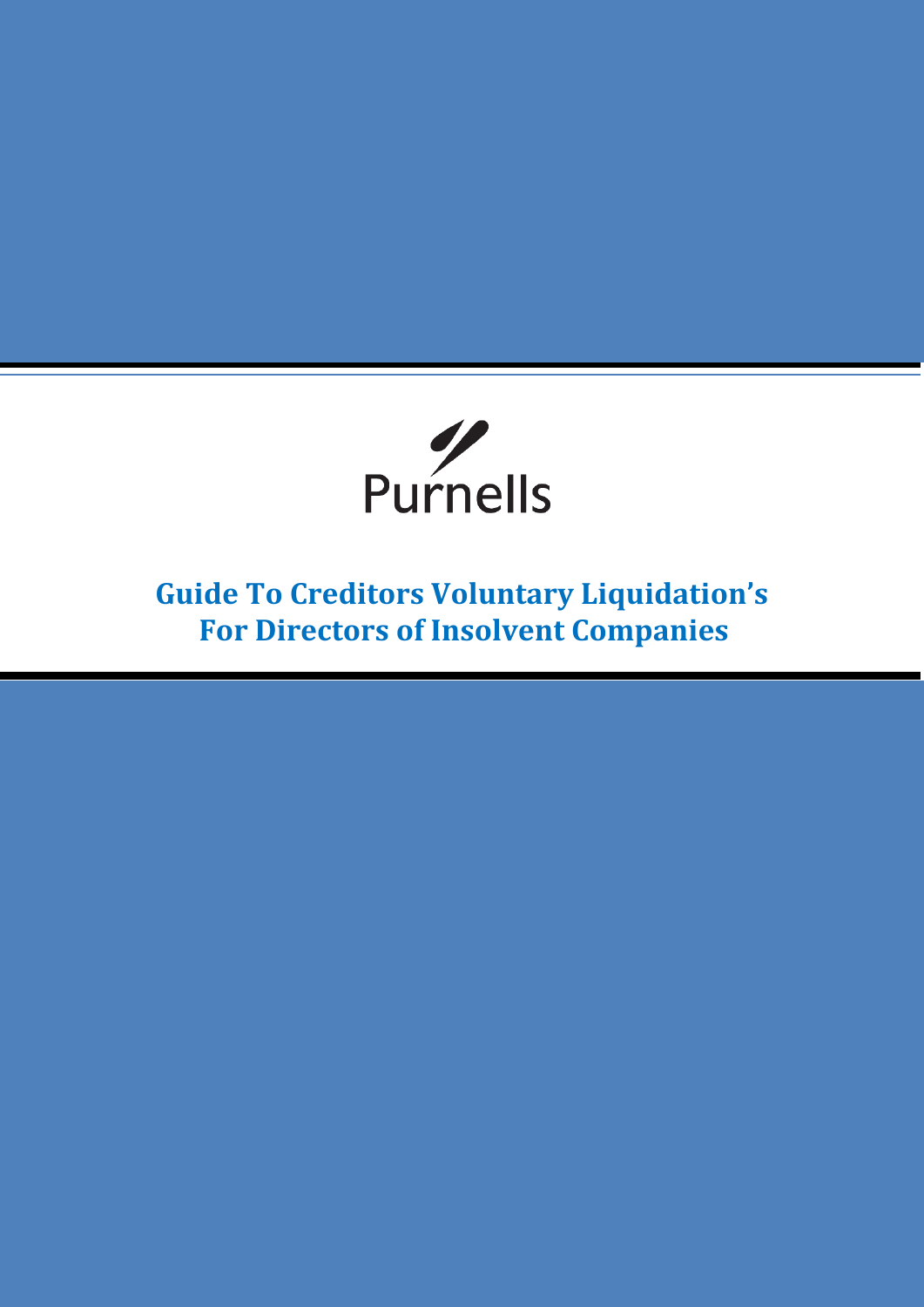Purnells

# Guide To Creditors Voluntary Liquidation's For Directors of Insolvent Companies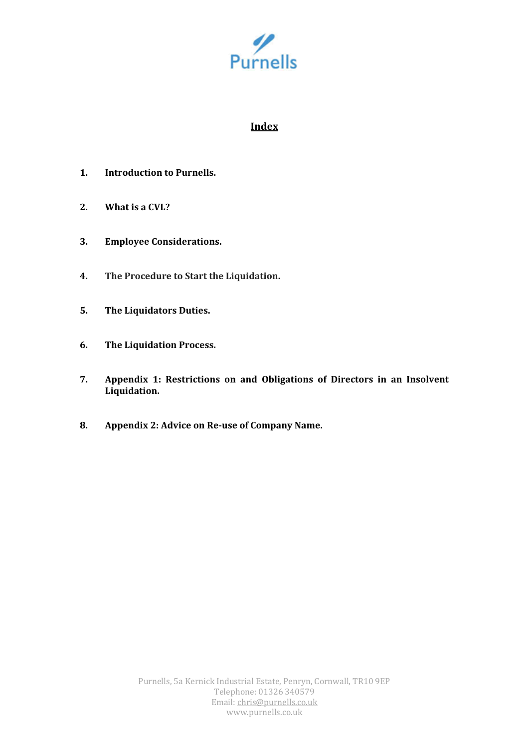# Index

1. **Introduction to Purnells.**

2. **What is a CVL?**

3. **Employee Considerations.**

4. **The Procedure to Start the Liquidation.**

5. **The Liquidators Duties.**

6. **The Liquidation Process.**

7. **Appendix 1: Restrictions on and Obligations of Directors in an Insolvent Liquidation.**

8. **Appendix 2: Advice on Re-use of Company Name.**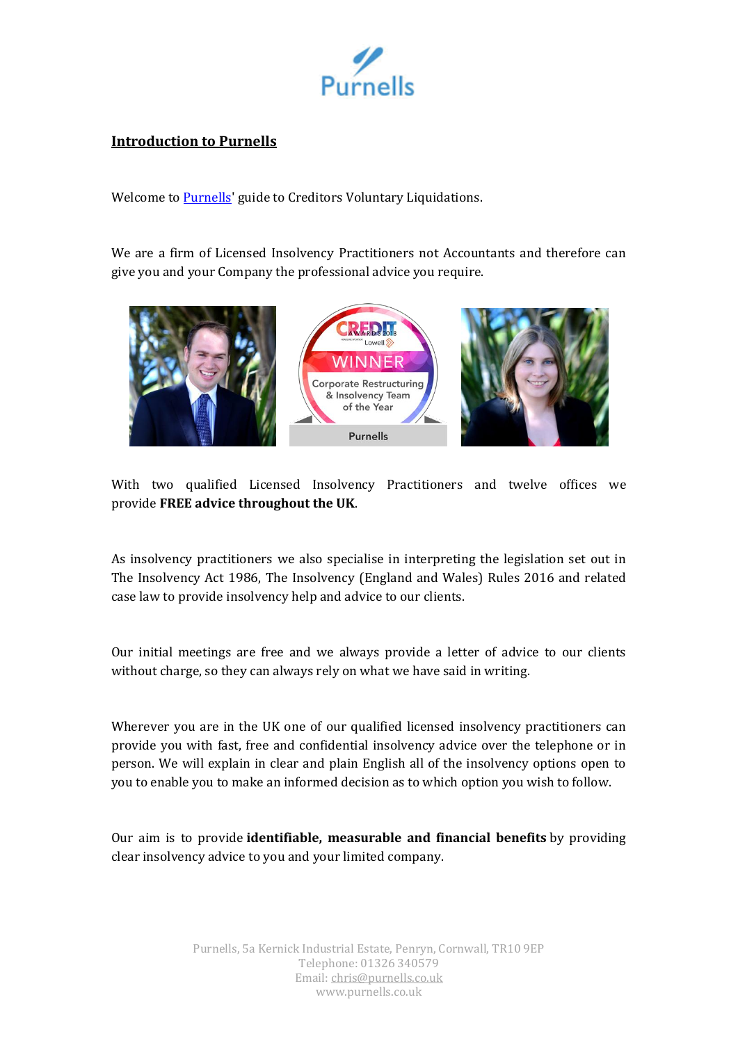## Introduction to Purnells

Welcome to Purnells' guide to Creditors Voluntary Liquidations.

We are a firm of Licensed Insolvency Practitioners not Accountants and therefore can give you and your Company the professional advice you require.

With two qualified Licensed Insolvency Practitioners and twelve offices we provide **FREE advice throughout the UK**.

As insolvency practitioners we also specialise in interpreting the legislation set out in The Insolvency Act 1986, The Insolvency (England and Wales) Rules 2016 and related case law to provide insolvency help and advice to our clients.

Our initial meetings are free and we always provide a letter of advice to our clients without charge, so they can always rely on what we have said in writing.

Wherever you are in the UK one of our qualified licensed insolvency practitioners can provide you with fast, free and confidential insolvency advice over the telephone or in person. We will explain in clear and plain English all of the insolvency options open to you to enable you to make an informed decision as to which option you wish to follow.

Our aim is to provide **identifiable, measurable and financial benefits** by providing clear insolvency advice to you and your limited company.

Purnells, 5a Kernick Industrial Estate, Penryn, Cornwall, TR10 9EP
Telephone: 01326 340579
Email: chris@purnells.co.uk
www.purnells.co.uk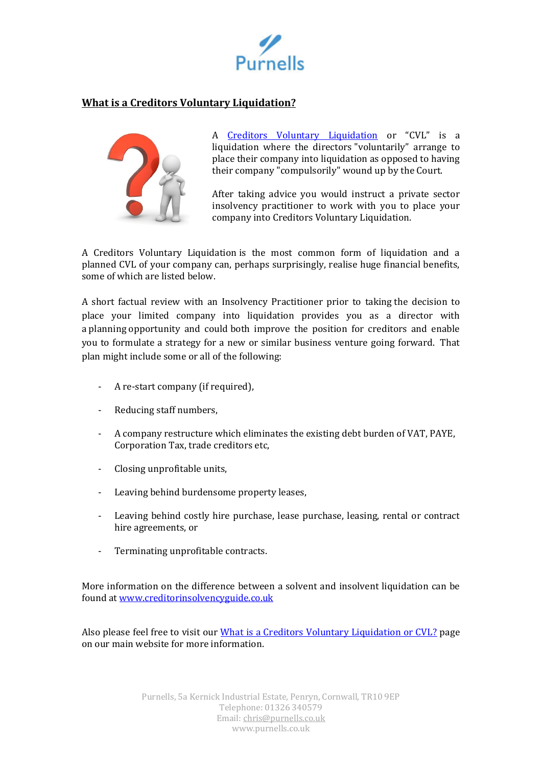## What is a Creditors Voluntary Liquidation?

A [Creditors Voluntary Liquidation]() or "CVL" is a liquidation where the directors "voluntarily" arrange to place their company into liquidation as opposed to having their company "compulsorily" wound up by the Court.

After taking advice you would instruct a private sector insolvency practitioner to work with you to place your company into Creditors Voluntary Liquidation.

A Creditors Voluntary Liquidation is the most common form of liquidation and a planned CVL of your company can, perhaps surprisingly, realise huge financial benefits, some of which are listed below.

A short factual review with an Insolvency Practitioner prior to taking the decision to place your limited company into liquidation provides you as a director with a planning opportunity and could both improve the position for creditors and enable you to formulate a strategy for a new or similar business venture going forward. That plan might include some or all of the following:

- A re-start company (if required),
- Reducing staff numbers,
- A company restructure which eliminates the existing debt burden of VAT, PAYE, Corporation Tax, trade creditors etc,
- Closing unprofitable units,
- Leaving behind burdensome property leases,
- Leaving behind costly hire purchase, lease purchase, leasing, rental or contract hire agreements, or
- Terminating unprofitable contracts.

More information on the difference between a solvent and insolvent liquidation can be found at [www.creditorinsolvencyguide.co.uk](www.creditorinsolvencyguide.co.uk)

Also please feel free to visit our [What is a Creditors Voluntary Liquidation or CVL?]() page on our main website for more information.

Purnells, 5a Kernick Industrial Estate, Penryn, Cornwall, TR10 9EP
Telephone: 01326 340579
Email: chris@purnells.co.uk
www.purnells.co.uk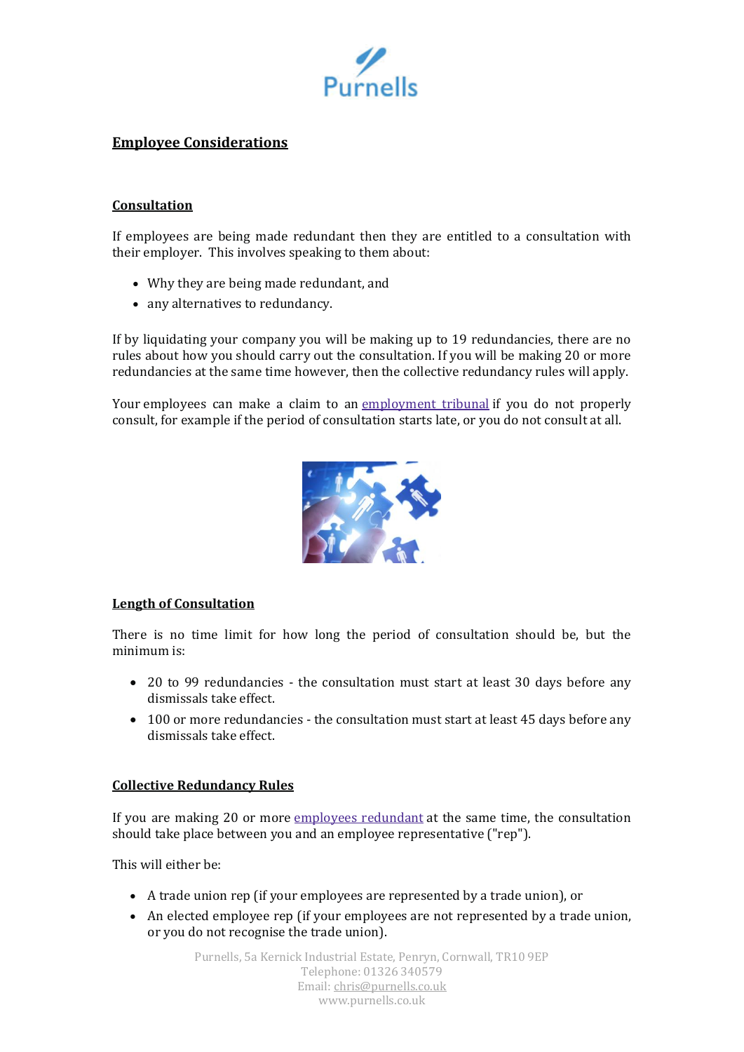## Employee Considerations

### Consultation

If employees are being made redundant then they are entitled to a consultation with their employer. This involves speaking to them about:

- Why they are being made redundant, and
- any alternatives to redundancy.

If by liquidating your company you will be making up to 19 redundancies, there are no rules about how you should carry out the consultation. If you will be making 20 or more redundancies at the same time however, then the collective redundancy rules will apply.

Your employees can make a claim to an employment tribunal if you do not properly consult, for example if the period of consultation starts late, or you do not consult at all.

### Length of Consultation

There is no time limit for how long the period of consultation should be, but the minimum is:

- 20 to 99 redundancies - the consultation must start at least 30 days before any dismissals take effect.
- 100 or more redundancies - the consultation must start at least 45 days before any dismissals take effect.

### Collective Redundancy Rules

If you are making 20 or more employees redundant at the same time, the consultation should take place between you and an employee representative ("rep").

This will either be:

- A trade union rep (if your employees are represented by a trade union), or
- An elected employee rep (if your employees are not represented by a trade union, or you do not recognise the trade union).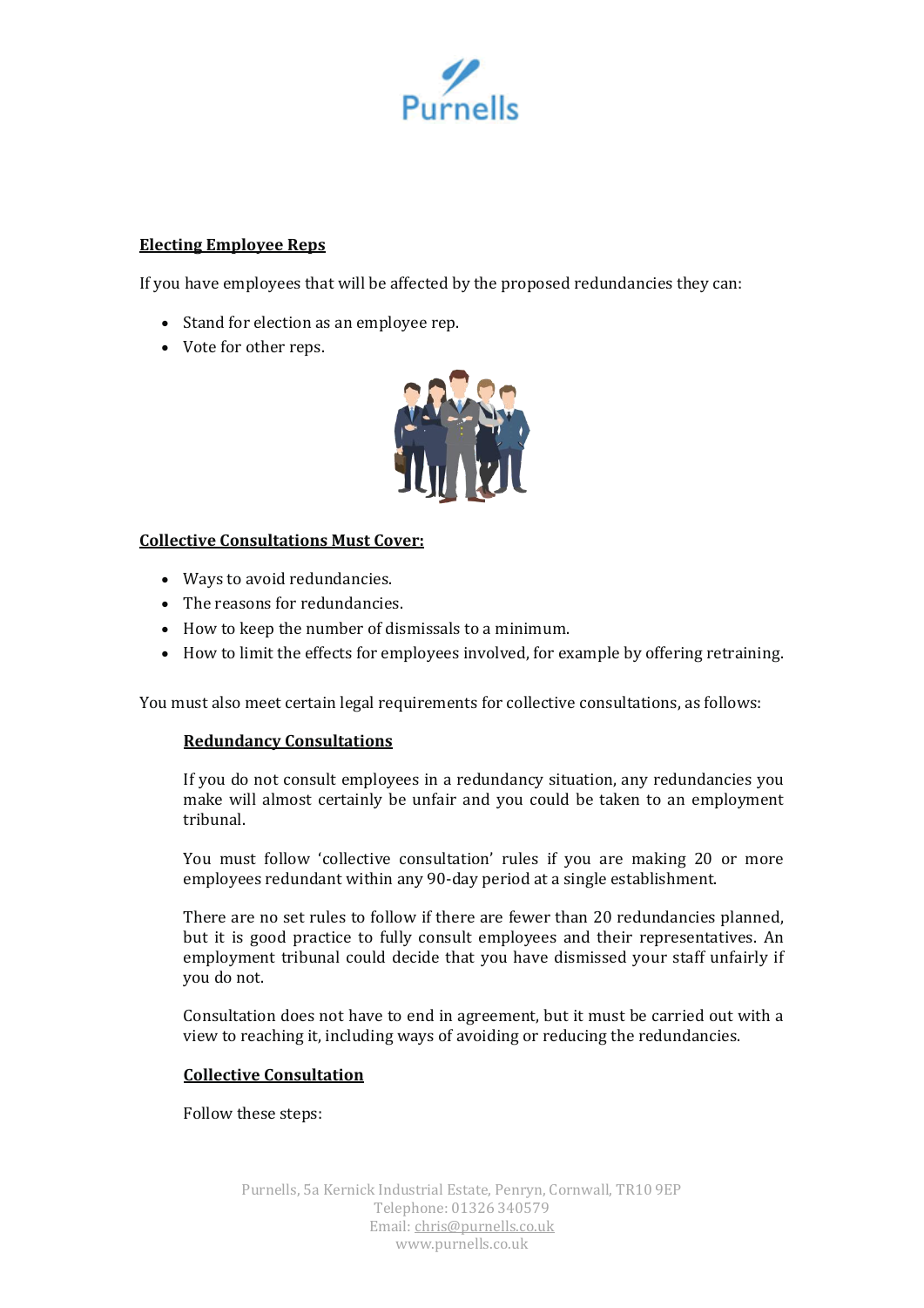## Electing Employee Reps

If you have employees that will be affected by the proposed redundancies they can:

- Stand for election as an employee rep.
- Vote for other reps.

## Collective Consultations Must Cover:

- Ways to avoid redundancies.
- The reasons for redundancies.
- How to keep the number of dismissals to a minimum.
- How to limit the effects for employees involved, for example by offering retraining.

You must also meet certain legal requirements for collective consultations, as follows:

### Redundancy Consultations

If you do not consult employees in a redundancy situation, any redundancies you make will almost certainly be unfair and you could be taken to an employment tribunal.

You must follow 'collective consultation' rules if you are making 20 or more employees redundant within any 90-day period at a single establishment.

There are no set rules to follow if there are fewer than 20 redundancies planned, but it is good practice to fully consult employees and their representatives. An employment tribunal could decide that you have dismissed your staff unfairly if you do not.

Consultation does not have to end in agreement, but it must be carried out with a view to reaching it, including ways of avoiding or reducing the redundancies.

### Collective Consultation

Follow these steps: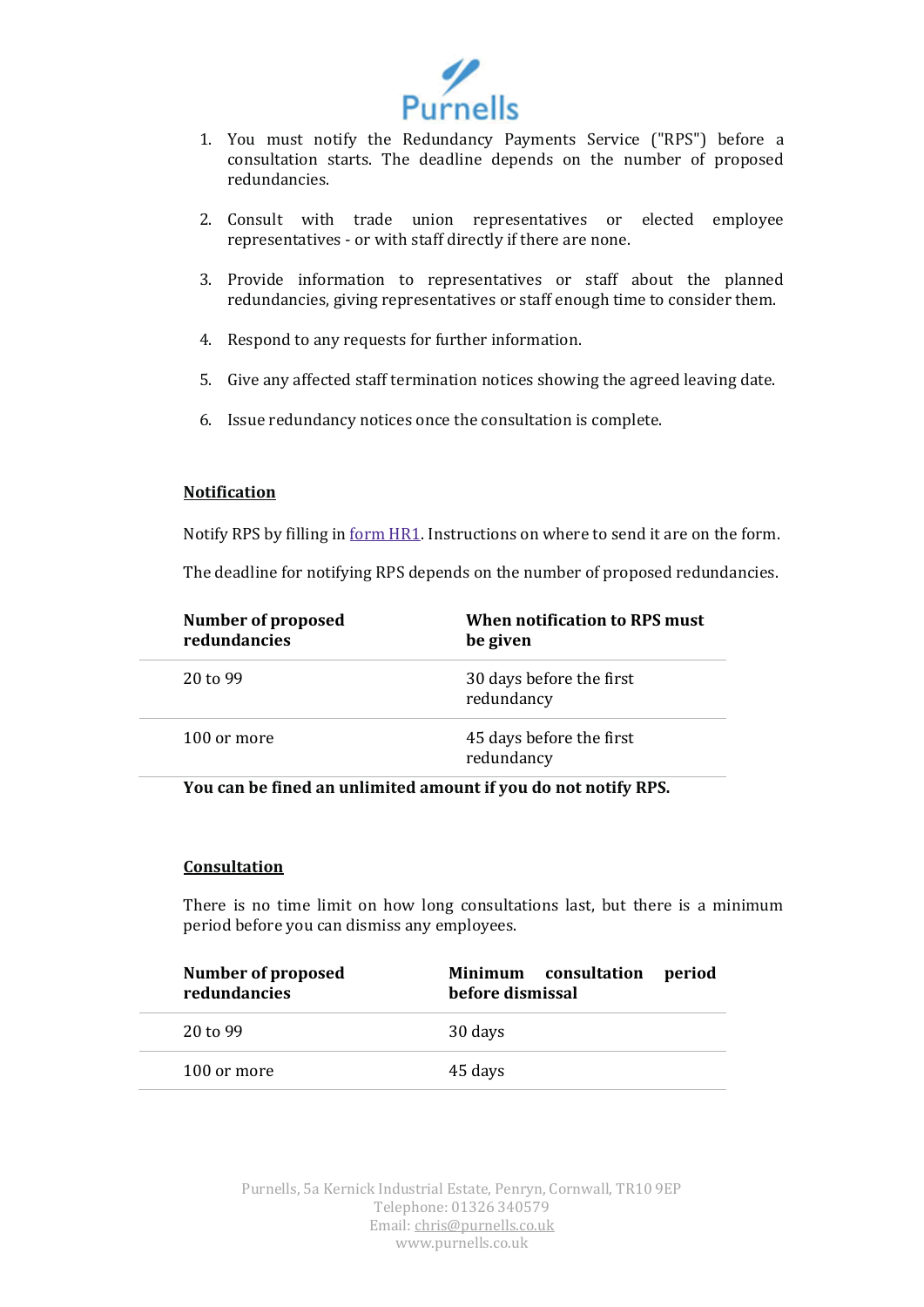1. You must notify the Redundancy Payments Service ("RPS") before a consultation starts. The deadline depends on the number of proposed redundancies.

2. Consult with trade union representatives or elected employee representatives - or with staff directly if there are none.

3. Provide information to representatives or staff about the planned redundancies, giving representatives or staff enough time to consider them.

4. Respond to any requests for further information.

5. Give any affected staff termination notices showing the agreed leaving date.

6. Issue redundancy notices once the consultation is complete.

**Notification**

Notify RPS by filling in [form HR1](form HR1). Instructions on where to send it are on the form.

The deadline for notifying RPS depends on the number of proposed redundancies.

| Number of proposed redundancies | When notification to RPS must be given |
|---|---|
| 20 to 99 | 30 days before the first redundancy |
| 100 or more | 45 days before the first redundancy |

**You can be fined an unlimited amount if you do not notify RPS.**

**Consultation**

There is no time limit on how long consultations last, but there is a minimum period before you can dismiss any employees.

| Number of proposed redundancies | Minimum consultation period before dismissal |
|---|---|
| 20 to 99 | 30 days |
| 100 or more | 45 days |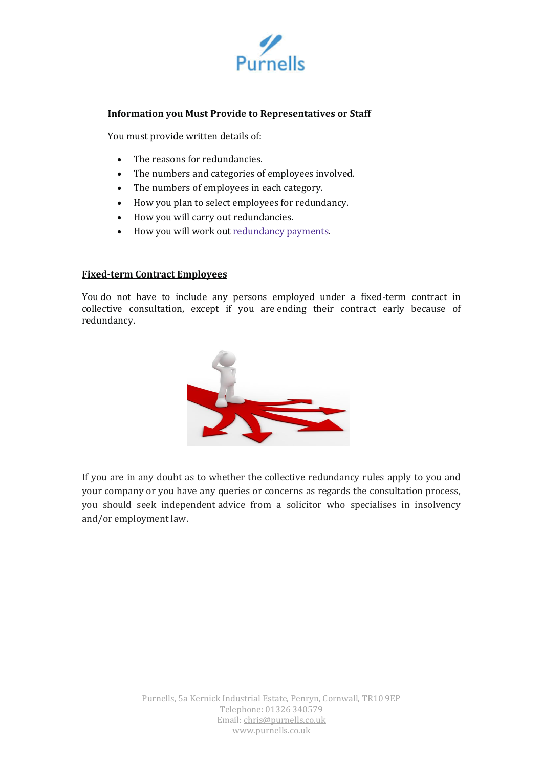**Information you Must Provide to Representatives or Staff**

You must provide written details of:

- The reasons for redundancies.
- The numbers and categories of employees involved.
- The numbers of employees in each category.
- How you plan to select employees for redundancy.
- How you will carry out redundancies.
- How you will work out [redundancy payments](redundancy payments).

**Fixed-term Contract Employees**

You do not have to include any persons employed under a fixed-term contract in collective consultation, except if you are ending their contract early because of redundancy.

If you are in any doubt as to whether the collective redundancy rules apply to you and your company or you have any queries or concerns as regards the consultation process, you should seek independent advice from a solicitor who specialises in insolvency and/or employment law.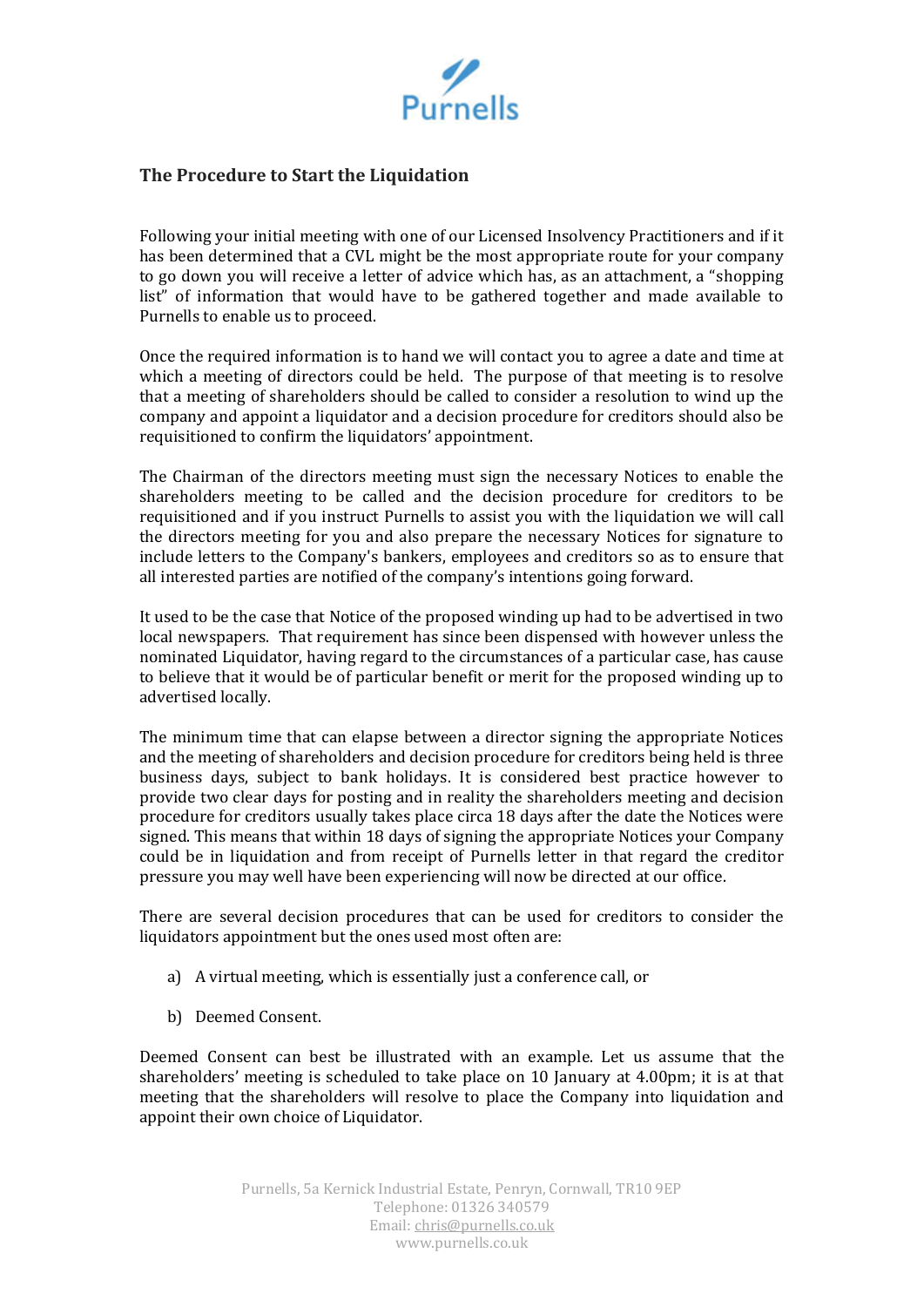## The Procedure to Start the Liquidation

Following your initial meeting with one of our Licensed Insolvency Practitioners and if it has been determined that a CVL might be the most appropriate route for your company to go down you will receive a letter of advice which has, as an attachment, a "shopping list" of information that would have to be gathered together and made available to Purnells to enable us to proceed.

Once the required information is to hand we will contact you to agree a date and time at which a meeting of directors could be held. The purpose of that meeting is to resolve that a meeting of shareholders should be called to consider a resolution to wind up the company and appoint a liquidator and a decision procedure for creditors should also be requisitioned to confirm the liquidators' appointment.

The Chairman of the directors meeting must sign the necessary Notices to enable the shareholders meeting to be called and the decision procedure for creditors to be requisitioned and if you instruct Purnells to assist you with the liquidation we will call the directors meeting for you and also prepare the necessary Notices for signature to include letters to the Company's bankers, employees and creditors so as to ensure that all interested parties are notified of the company's intentions going forward.

It used to be the case that Notice of the proposed winding up had to be advertised in two local newspapers. That requirement has since been dispensed with however unless the nominated Liquidator, having regard to the circumstances of a particular case, has cause to believe that it would be of particular benefit or merit for the proposed winding up to advertised locally.

The minimum time that can elapse between a director signing the appropriate Notices and the meeting of shareholders and decision procedure for creditors being held is three business days, subject to bank holidays. It is considered best practice however to provide two clear days for posting and in reality the shareholders meeting and decision procedure for creditors usually takes place circa 18 days after the date the Notices were signed. This means that within 18 days of signing the appropriate Notices your Company could be in liquidation and from receipt of Purnells letter in that regard the creditor pressure you may well have been experiencing will now be directed at our office.

There are several decision procedures that can be used for creditors to consider the liquidators appointment but the ones used most often are:

a) A virtual meeting, which is essentially just a conference call, or

b) Deemed Consent.

Deemed Consent can best be illustrated with an example. Let us assume that the shareholders' meeting is scheduled to take place on 10 January at 4.00pm; it is at that meeting that the shareholders will resolve to place the Company into liquidation and appoint their own choice of Liquidator.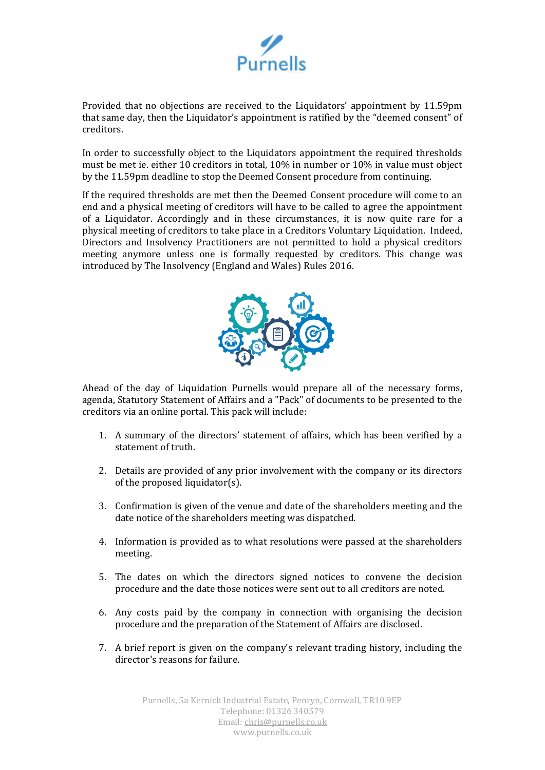Provided that no objections are received to the Liquidators' appointment by 11.59pm that same day, then the Liquidator's appointment is ratified by the "deemed consent" of creditors.

In order to successfully object to the Liquidators appointment the required thresholds must be met ie. either 10 creditors in total, 10% in number or 10% in value must object by the 11.59pm deadline to stop the Deemed Consent procedure from continuing.

If the required thresholds are met then the Deemed Consent procedure will come to an end and a physical meeting of creditors will have to be called to agree the appointment of a Liquidator. Accordingly and in these circumstances, it is now quite rare for a physical meeting of creditors to take place in a Creditors Voluntary Liquidation. Indeed, Directors and Insolvency Practitioners are not permitted to hold a physical creditors meeting anymore unless one is formally requested by creditors. This change was introduced by The Insolvency (England and Wales) Rules 2016.

Ahead of the day of Liquidation Purnells would prepare all of the necessary forms, agenda, Statutory Statement of Affairs and a "Pack" of documents to be presented to the creditors via an online portal. This pack will include:

1. A summary of the directors' statement of affairs, which has been verified by a statement of truth.
2. Details are provided of any prior involvement with the company or its directors of the proposed liquidator(s).
3. Confirmation is given of the venue and date of the shareholders meeting and the date notice of the shareholders meeting was dispatched.
4. Information is provided as to what resolutions were passed at the shareholders meeting.
5. The dates on which the directors signed notices to convene the decision procedure and the date those notices were sent out to all creditors are noted.
6. Any costs paid by the company in connection with organising the decision procedure and the preparation of the Statement of Affairs are disclosed.
7. A brief report is given on the company's relevant trading history, including the director's reasons for failure.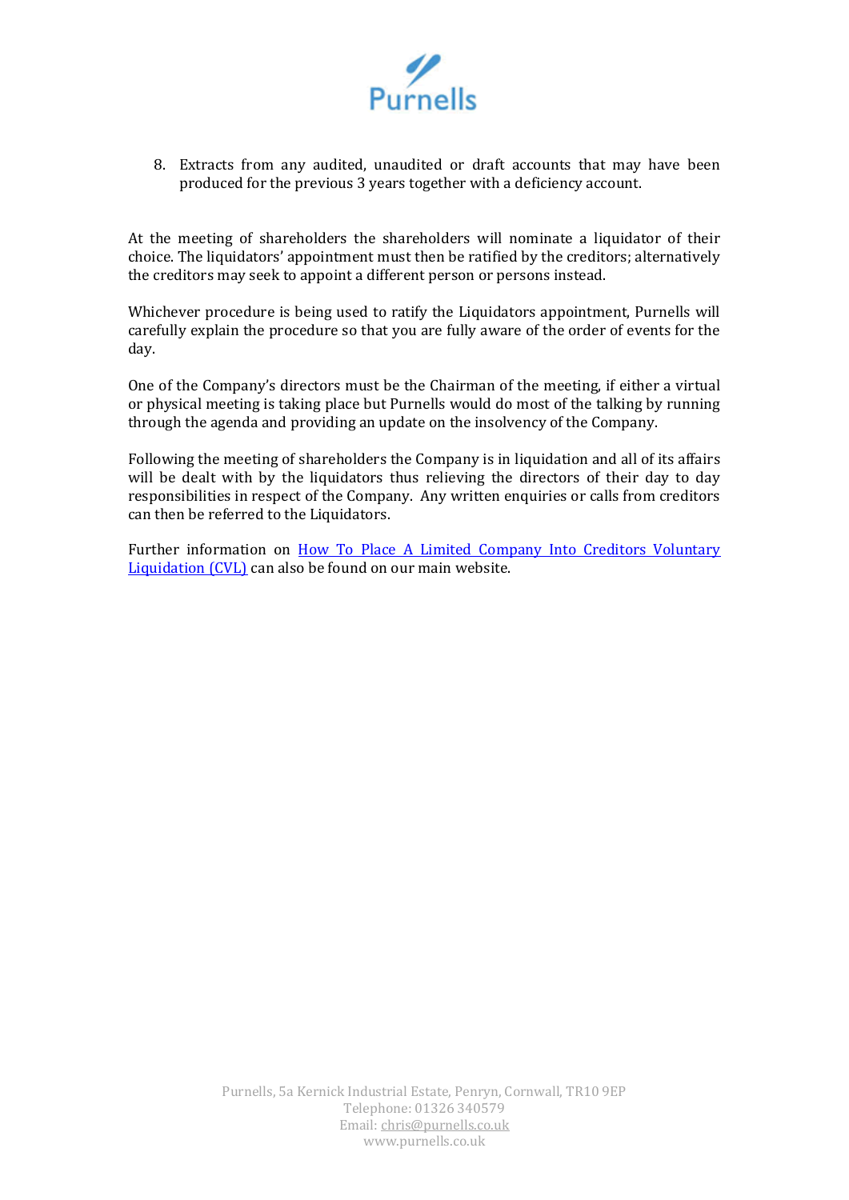8. Extracts from any audited, unaudited or draft accounts that may have been produced for the previous 3 years together with a deficiency account.

At the meeting of shareholders the shareholders will nominate a liquidator of their choice. The liquidators' appointment must then be ratified by the creditors; alternatively the creditors may seek to appoint a different person or persons instead.

Whichever procedure is being used to ratify the Liquidators appointment, Purnells will carefully explain the procedure so that you are fully aware of the order of events for the day.

One of the Company's directors must be the Chairman of the meeting, if either a virtual or physical meeting is taking place but Purnells would do most of the talking by running through the agenda and providing an update on the insolvency of the Company.

Following the meeting of shareholders the Company is in liquidation and all of its affairs will be dealt with by the liquidators thus relieving the directors of their day to day responsibilities in respect of the Company. Any written enquiries or calls from creditors can then be referred to the Liquidators.

Further information on How To Place A Limited Company Into Creditors Voluntary Liquidation (CVL) can also be found on our main website.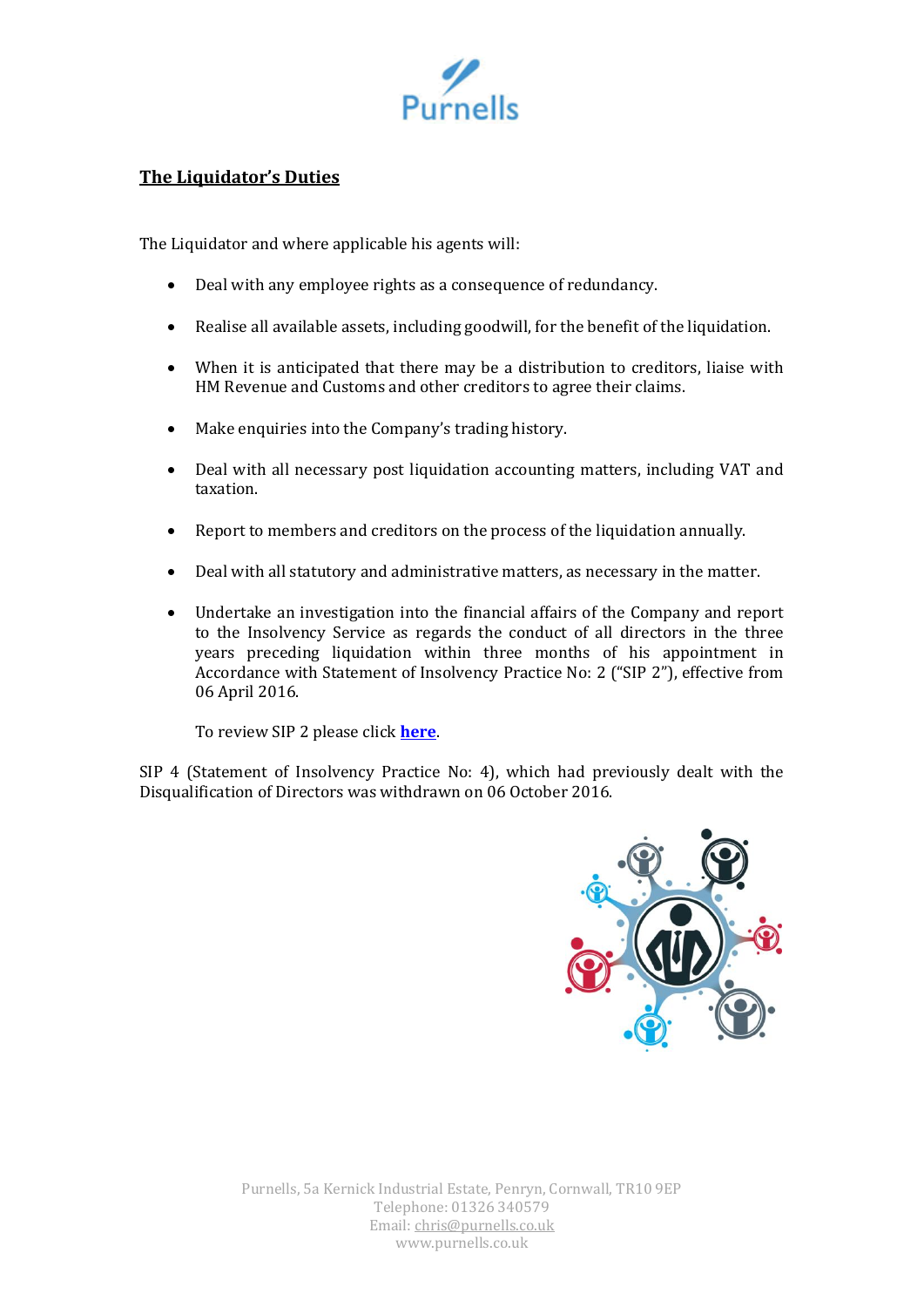## The Liquidator's Duties

The Liquidator and where applicable his agents will:

- Deal with any employee rights as a consequence of redundancy.
- Realise all available assets, including goodwill, for the benefit of the liquidation.
- When it is anticipated that there may be a distribution to creditors, liaise with HM Revenue and Customs and other creditors to agree their claims.
- Make enquiries into the Company's trading history.
- Deal with all necessary post liquidation accounting matters, including VAT and taxation.
- Report to members and creditors on the process of the liquidation annually.
- Deal with all statutory and administrative matters, as necessary in the matter.
- Undertake an investigation into the financial affairs of the Company and report to the Insolvency Service as regards the conduct of all directors in the three years preceding liquidation within three months of his appointment in Accordance with Statement of Insolvency Practice No: 2 ("SIP 2"), effective from 06 April 2016.

  To review SIP 2 please click **here**.

SIP 4 (Statement of Insolvency Practice No: 4), which had previously dealt with the Disqualification of Directors was withdrawn on 06 October 2016.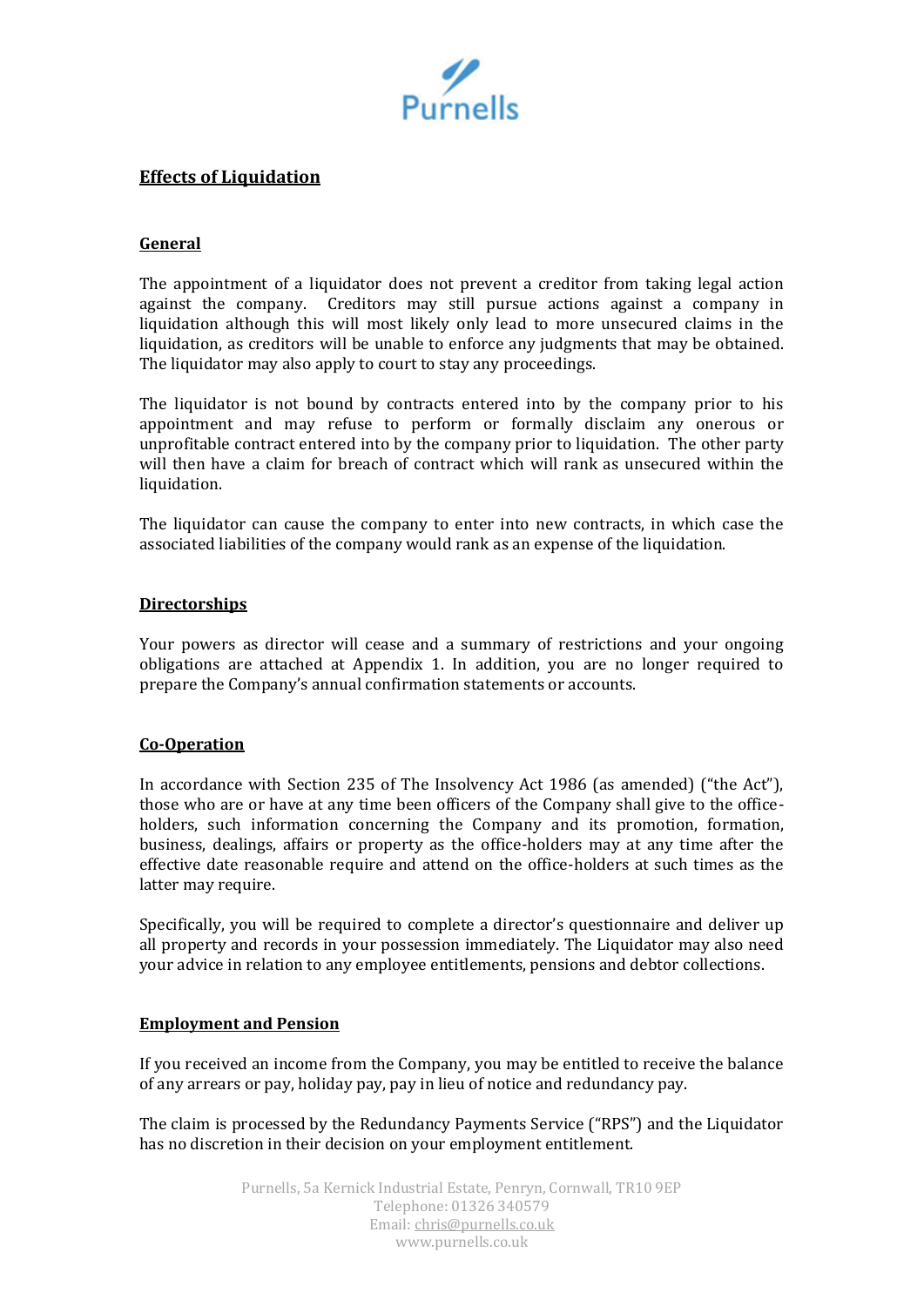## Effects of Liquidation

### General

The appointment of a liquidator does not prevent a creditor from taking legal action against the company. Creditors may still pursue actions against a company in liquidation although this will most likely only lead to more unsecured claims in the liquidation, as creditors will be unable to enforce any judgments that may be obtained. The liquidator may also apply to court to stay any proceedings.

The liquidator is not bound by contracts entered into by the company prior to his appointment and may refuse to perform or formally disclaim any onerous or unprofitable contract entered into by the company prior to liquidation. The other party will then have a claim for breach of contract which will rank as unsecured within the liquidation.

The liquidator can cause the company to enter into new contracts, in which case the associated liabilities of the company would rank as an expense of the liquidation.

### Directorships

Your powers as director will cease and a summary of restrictions and your ongoing obligations are attached at Appendix 1. In addition, you are no longer required to prepare the Company's annual confirmation statements or accounts.

### Co-Operation

In accordance with Section 235 of The Insolvency Act 1986 (as amended) ("the Act"), those who are or have at any time been officers of the Company shall give to the office-holders, such information concerning the Company and its promotion, formation, business, dealings, affairs or property as the office-holders may at any time after the effective date reasonable require and attend on the office-holders at such times as the latter may require.

Specifically, you will be required to complete a director's questionnaire and deliver up all property and records in your possession immediately. The Liquidator may also need your advice in relation to any employee entitlements, pensions and debtor collections.

### Employment and Pension

If you received an income from the Company, you may be entitled to receive the balance of any arrears or pay, holiday pay, pay in lieu of notice and redundancy pay.

The claim is processed by the Redundancy Payments Service ("RPS") and the Liquidator has no discretion in their decision on your employment entitlement.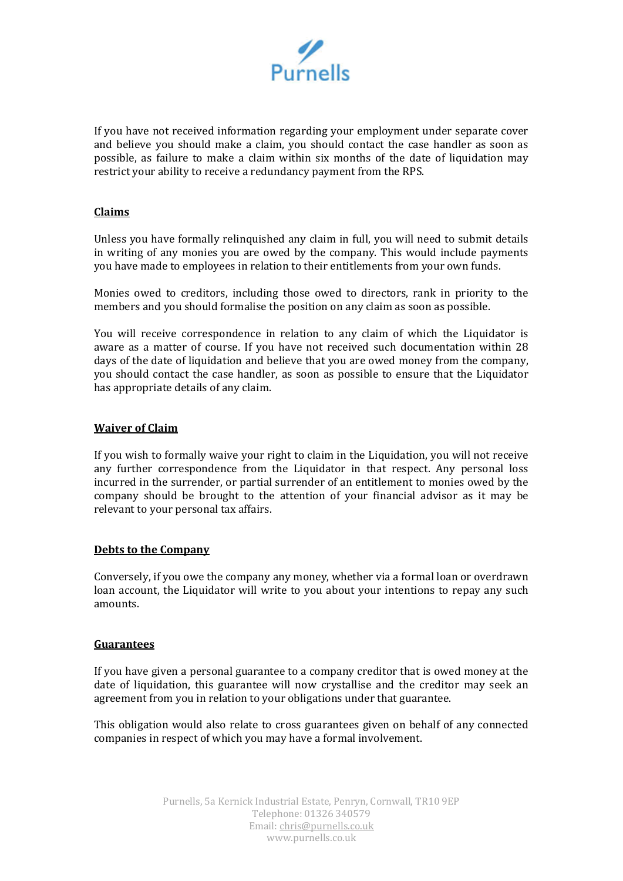If you have not received information regarding your employment under separate cover and believe you should make a claim, you should contact the case handler as soon as possible, as failure to make a claim within six months of the date of liquidation may restrict your ability to receive a redundancy payment from the RPS.

**Claims**

Unless you have formally relinquished any claim in full, you will need to submit details in writing of any monies you are owed by the company. This would include payments you have made to employees in relation to their entitlements from your own funds.

Monies owed to creditors, including those owed to directors, rank in priority to the members and you should formalise the position on any claim as soon as possible.

You will receive correspondence in relation to any claim of which the Liquidator is aware as a matter of course. If you have not received such documentation within 28 days of the date of liquidation and believe that you are owed money from the company, you should contact the case handler, as soon as possible to ensure that the Liquidator has appropriate details of any claim.

**Waiver of Claim**

If you wish to formally waive your right to claim in the Liquidation, you will not receive any further correspondence from the Liquidator in that respect. Any personal loss incurred in the surrender, or partial surrender of an entitlement to monies owed by the company should be brought to the attention of your financial advisor as it may be relevant to your personal tax affairs.

**Debts to the Company**

Conversely, if you owe the company any money, whether via a formal loan or overdrawn loan account, the Liquidator will write to you about your intentions to repay any such amounts.

**Guarantees**

If you have given a personal guarantee to a company creditor that is owed money at the date of liquidation, this guarantee will now crystallise and the creditor may seek an agreement from you in relation to your obligations under that guarantee.

This obligation would also relate to cross guarantees given on behalf of any connected companies in respect of which you may have a formal involvement.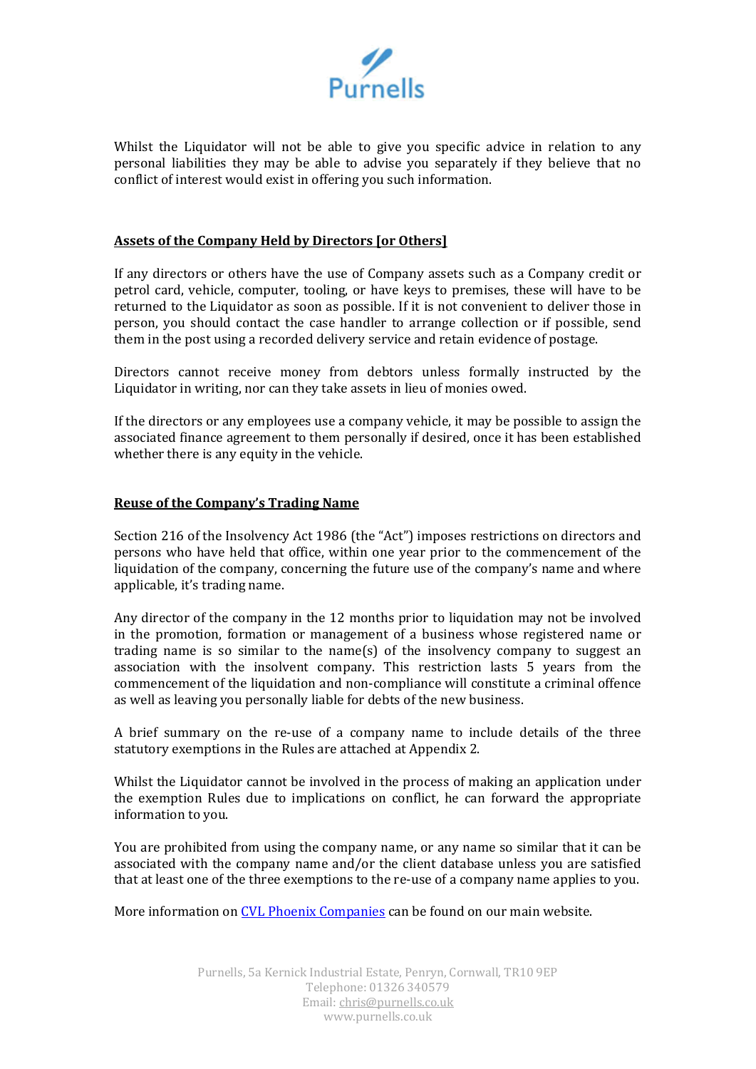Whilst the Liquidator will not be able to give you specific advice in relation to any personal liabilities they may be able to advise you separately if they believe that no conflict of interest would exist in offering you such information.

## Assets of the Company Held by Directors [or Others]

If any directors or others have the use of Company assets such as a Company credit or petrol card, vehicle, computer, tooling, or have keys to premises, these will have to be returned to the Liquidator as soon as possible. If it is not convenient to deliver those in person, you should contact the case handler to arrange collection or if possible, send them in the post using a recorded delivery service and retain evidence of postage.

Directors cannot receive money from debtors unless formally instructed by the Liquidator in writing, nor can they take assets in lieu of monies owed.

If the directors or any employees use a company vehicle, it may be possible to assign the associated finance agreement to them personally if desired, once it has been established whether there is any equity in the vehicle.

## Reuse of the Company's Trading Name

Section 216 of the Insolvency Act 1986 (the "Act") imposes restrictions on directors and persons who have held that office, within one year prior to the commencement of the liquidation of the company, concerning the future use of the company's name and where applicable, it's trading name.

Any director of the company in the 12 months prior to liquidation may not be involved in the promotion, formation or management of a business whose registered name or trading name is so similar to the name(s) of the insolvency company to suggest an association with the insolvent company. This restriction lasts 5 years from the commencement of the liquidation and non-compliance will constitute a criminal offence as well as leaving you personally liable for debts of the new business.

A brief summary on the re-use of a company name to include details of the three statutory exemptions in the Rules are attached at Appendix 2.

Whilst the Liquidator cannot be involved in the process of making an application under the exemption Rules due to implications on conflict, he can forward the appropriate information to you.

You are prohibited from using the company name, or any name so similar that it can be associated with the company name and/or the client database unless you are satisfied that at least one of the three exemptions to the re-use of a company name applies to you.

More information on [CVL Phoenix Companies] can be found on our main website.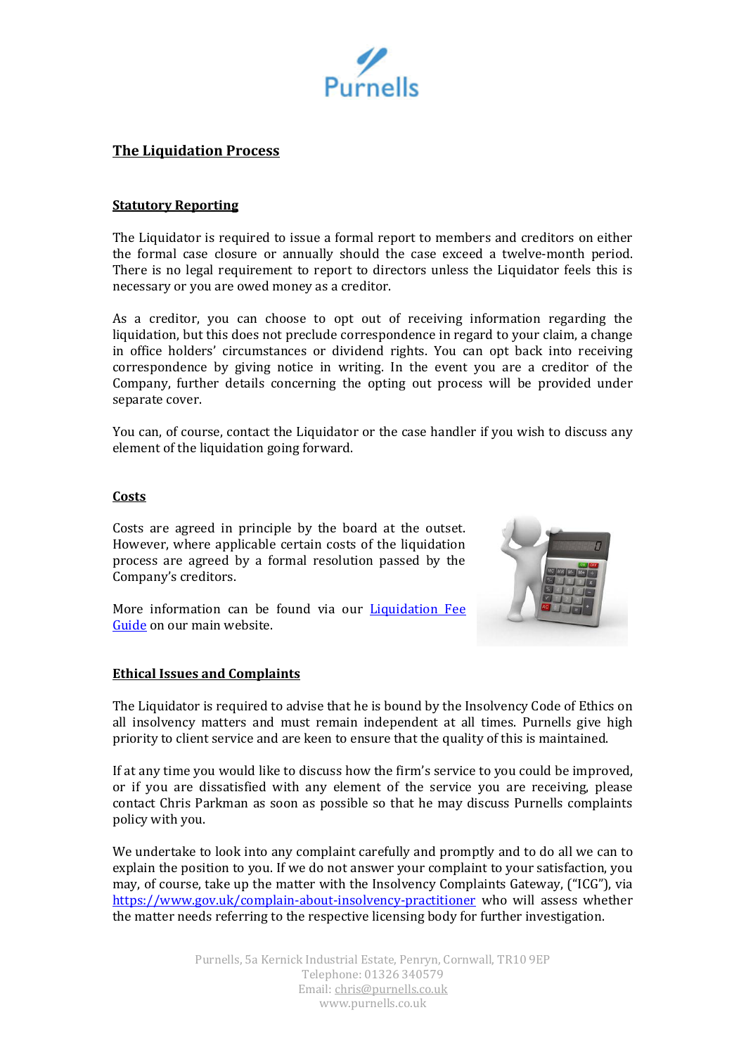# The Liquidation Process

## Statutory Reporting

The Liquidator is required to issue a formal report to members and creditors on either the formal case closure or annually should the case exceed a twelve-month period. There is no legal requirement to report to directors unless the Liquidator feels this is necessary or you are owed money as a creditor.

As a creditor, you can choose to opt out of receiving information regarding the liquidation, but this does not preclude correspondence in regard to your claim, a change in office holders' circumstances or dividend rights. You can opt back into receiving correspondence by giving notice in writing. In the event you are a creditor of the Company, further details concerning the opting out process will be provided under separate cover.

You can, of course, contact the Liquidator or the case handler if you wish to discuss any element of the liquidation going forward.

## Costs

Costs are agreed in principle by the board at the outset. However, where applicable certain costs of the liquidation process are agreed by a formal resolution passed by the Company's creditors.

More information can be found via our [Liquidation Fee Guide]() on our main website.

## Ethical Issues and Complaints

The Liquidator is required to advise that he is bound by the Insolvency Code of Ethics on all insolvency matters and must remain independent at all times. Purnells give high priority to client service and are keen to ensure that the quality of this is maintained.

If at any time you would like to discuss how the firm's service to you could be improved, or if you are dissatisfied with any element of the service you are receiving, please contact Chris Parkman as soon as possible so that he may discuss Purnells complaints policy with you.

We undertake to look into any complaint carefully and promptly and to do all we can to explain the position to you. If we do not answer your complaint to your satisfaction, you may, of course, take up the matter with the Insolvency Complaints Gateway, ("ICG"), via https://www.gov.uk/complain-about-insolvency-practitioner who will assess whether the matter needs referring to the respective licensing body for further investigation.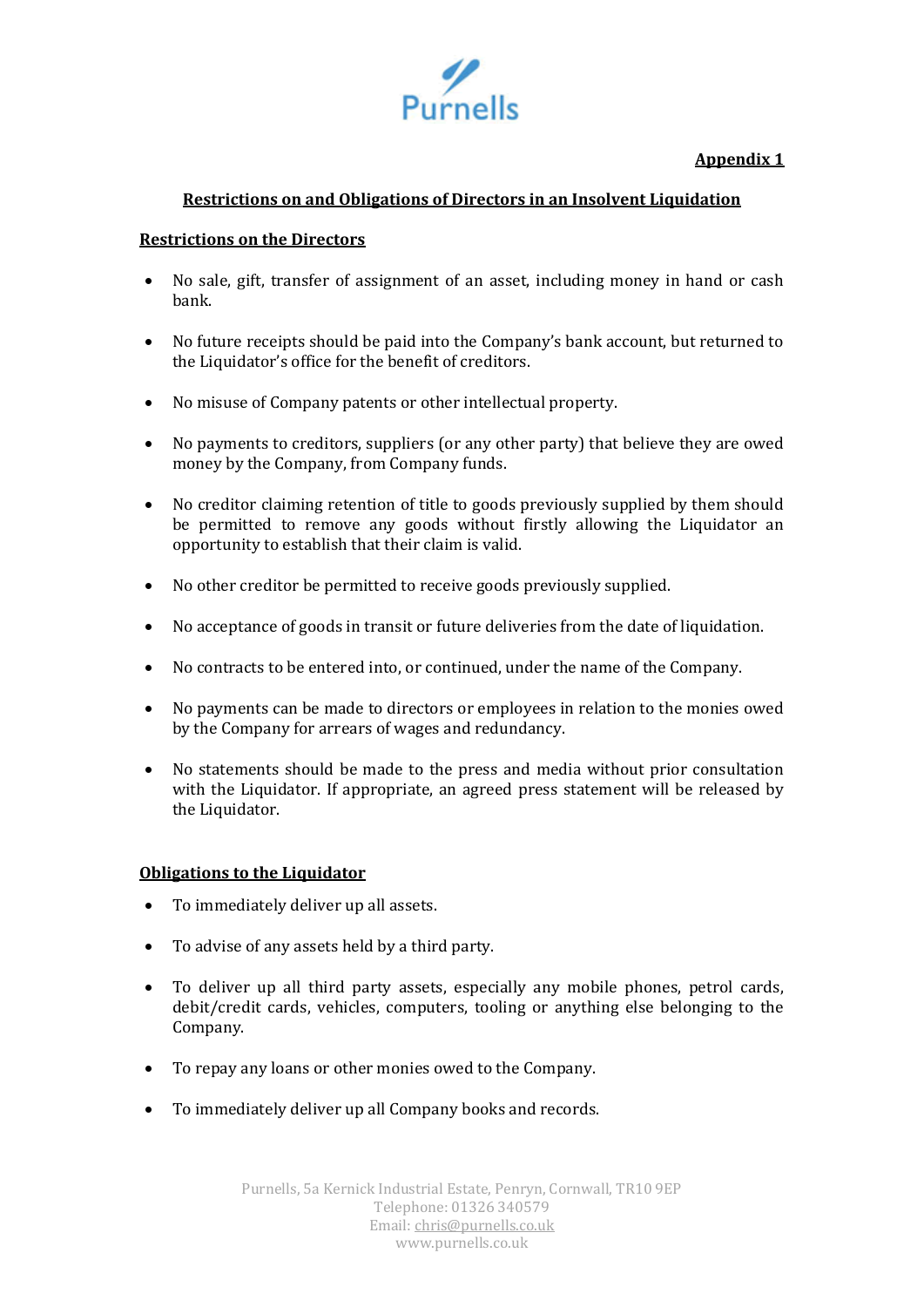Purnells

**Appendix 1**

## Restrictions on and Obligations of Directors in an Insolvent Liquidation

### Restrictions on the Directors

- No sale, gift, transfer of assignment of an asset, including money in hand or cash bank.
- No future receipts should be paid into the Company's bank account, but returned to the Liquidator's office for the benefit of creditors.
- No misuse of Company patents or other intellectual property.
- No payments to creditors, suppliers (or any other party) that believe they are owed money by the Company, from Company funds.
- No creditor claiming retention of title to goods previously supplied by them should be permitted to remove any goods without firstly allowing the Liquidator an opportunity to establish that their claim is valid.
- No other creditor be permitted to receive goods previously supplied.
- No acceptance of goods in transit or future deliveries from the date of liquidation.
- No contracts to be entered into, or continued, under the name of the Company.
- No payments can be made to directors or employees in relation to the monies owed by the Company for arrears of wages and redundancy.
- No statements should be made to the press and media without prior consultation with the Liquidator. If appropriate, an agreed press statement will be released by the Liquidator.

### Obligations to the Liquidator

- To immediately deliver up all assets.
- To advise of any assets held by a third party.
- To deliver up all third party assets, especially any mobile phones, petrol cards, debit/credit cards, vehicles, computers, tooling or anything else belonging to the Company.
- To repay any loans or other monies owed to the Company.
- To immediately deliver up all Company books and records.

Purnells, 5a Kernick Industrial Estate, Penryn, Cornwall, TR10 9EP
Telephone: 01326 340579
Email: chris@purnells.co.uk
www.purnells.co.uk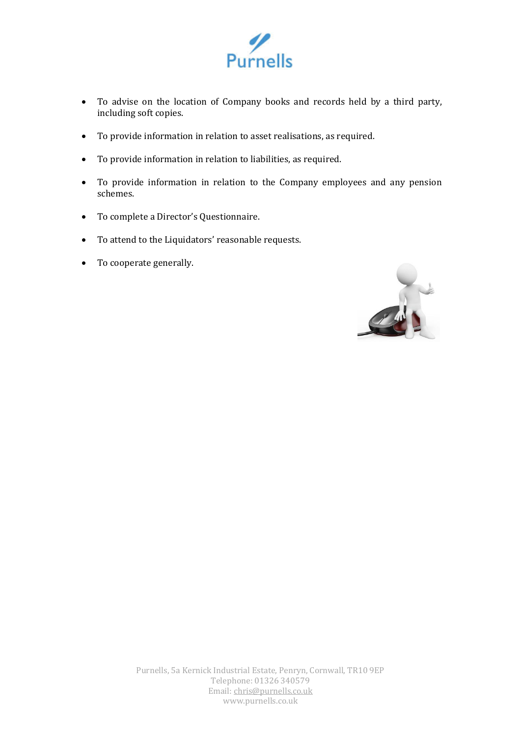- To advise on the location of Company books and records held by a third party, including soft copies.
- To provide information in relation to asset realisations, as required.
- To provide information in relation to liabilities, as required.
- To provide information in relation to the Company employees and any pension schemes.
- To complete a Director's Questionnaire.
- To attend to the Liquidators' reasonable requests.
- To cooperate generally.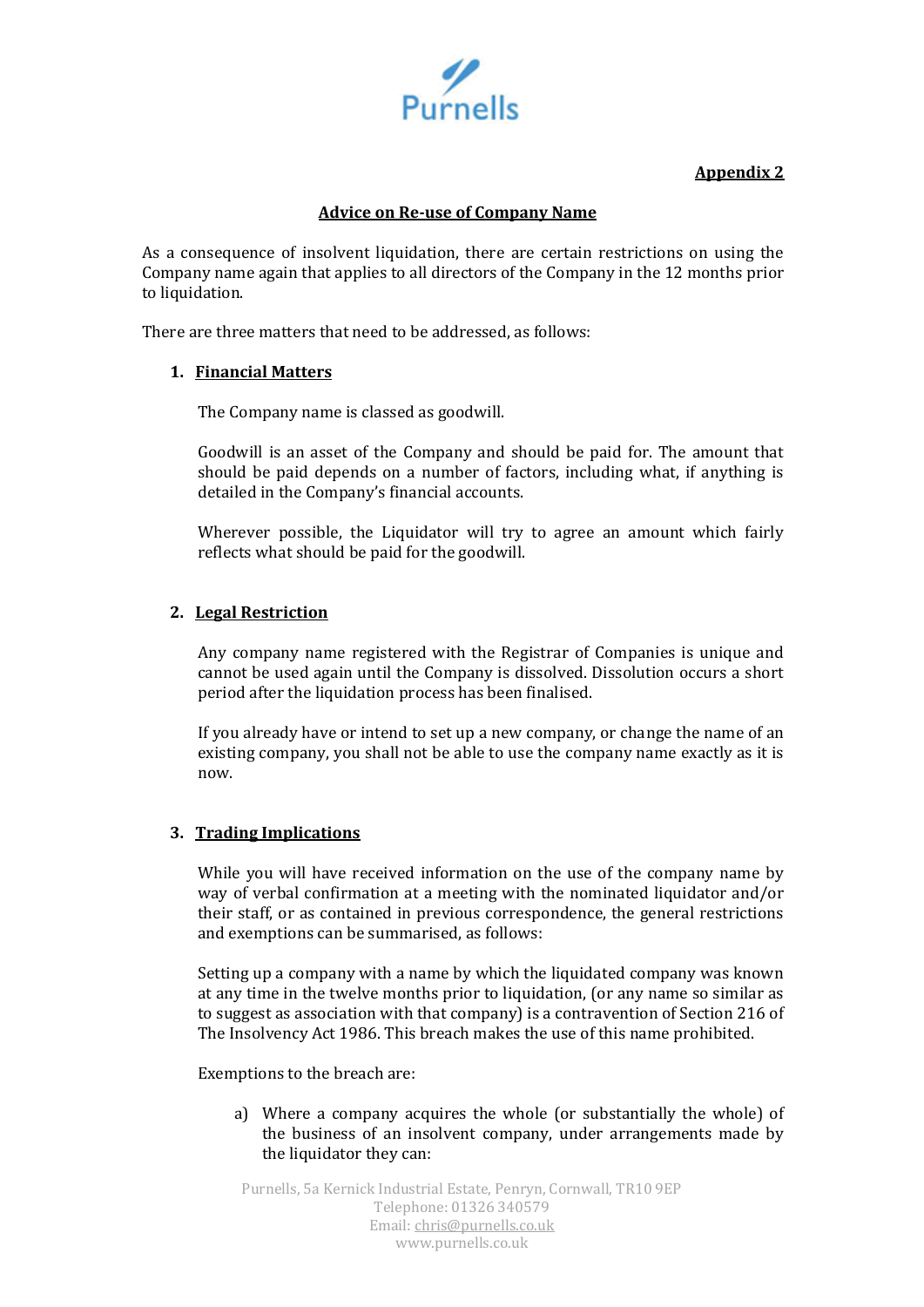**Appendix 2**

**Advice on Re-use of Company Name**

As a consequence of insolvent liquidation, there are certain restrictions on using the Company name again that applies to all directors of the Company in the 12 months prior to liquidation.

There are three matters that need to be addressed, as follows:

1. **Financial Matters**

   The Company name is classed as goodwill.

   Goodwill is an asset of the Company and should be paid for. The amount that should be paid depends on a number of factors, including what, if anything is detailed in the Company's financial accounts.

   Wherever possible, the Liquidator will try to agree an amount which fairly reflects what should be paid for the goodwill.

2. **Legal Restriction**

   Any company name registered with the Registrar of Companies is unique and cannot be used again until the Company is dissolved. Dissolution occurs a short period after the liquidation process has been finalised.

   If you already have or intend to set up a new company, or change the name of an existing company, you shall not be able to use the company name exactly as it is now.

3. **Trading Implications**

   While you will have received information on the use of the company name by way of verbal confirmation at a meeting with the nominated liquidator and/or their staff, or as contained in previous correspondence, the general restrictions and exemptions can be summarised, as follows:

   Setting up a company with a name by which the liquidated company was known at any time in the twelve months prior to liquidation, (or any name so similar as to suggest as association with that company) is a contravention of Section 216 of The Insolvency Act 1986. This breach makes the use of this name prohibited.

   Exemptions to the breach are:

   a) Where a company acquires the whole (or substantially the whole) of the business of an insolvent company, under arrangements made by the liquidator they can: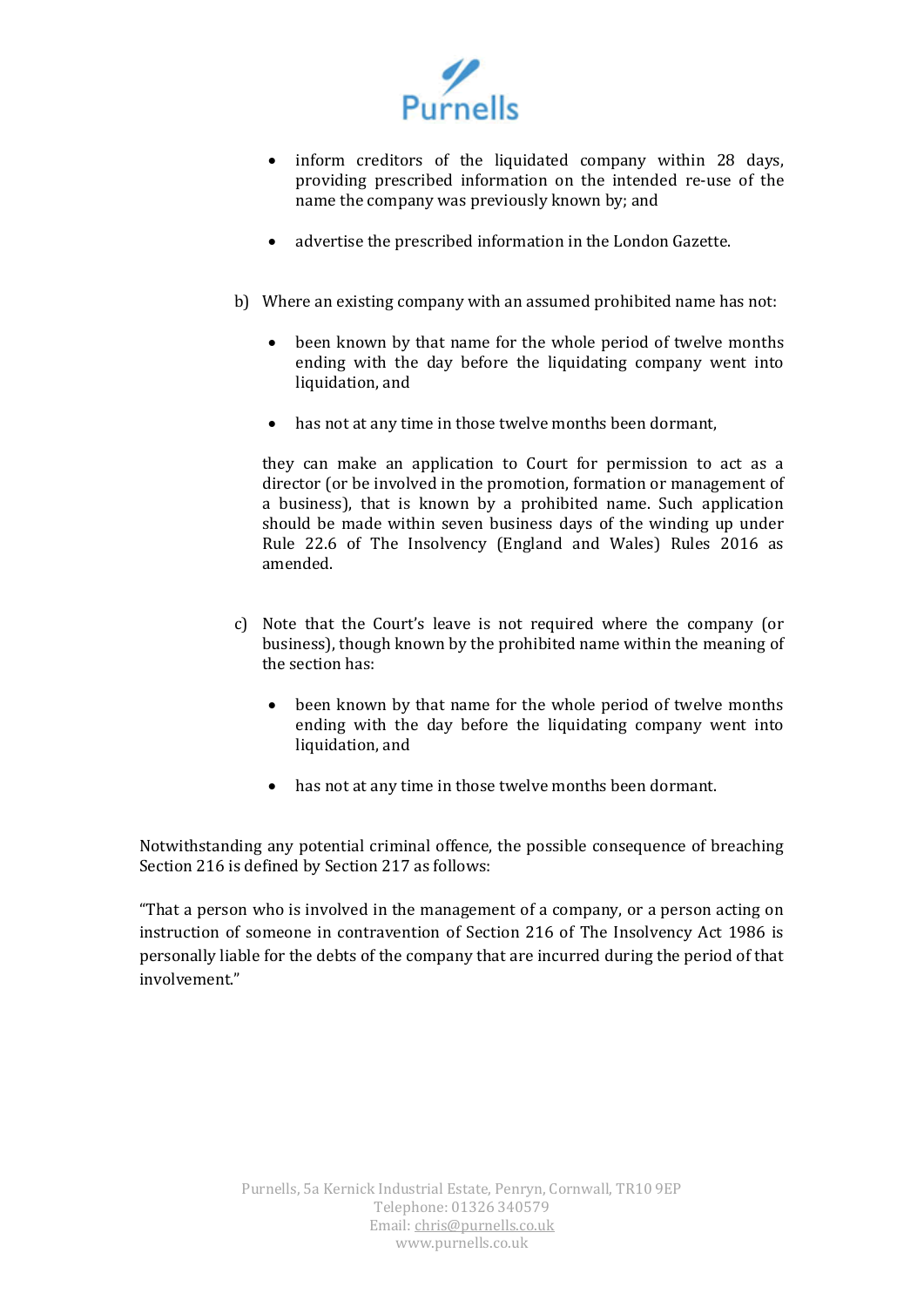- inform creditors of the liquidated company within 28 days, providing prescribed information on the intended re-use of the name the company was previously known by; and

- advertise the prescribed information in the London Gazette.

b) Where an existing company with an assumed prohibited name has not:

   - been known by that name for the whole period of twelve months ending with the day before the liquidating company went into liquidation, and

   - has not at any time in those twelve months been dormant,

   they can make an application to Court for permission to act as a director (or be involved in the promotion, formation or management of a business), that is known by a prohibited name. Such application should be made within seven business days of the winding up under Rule 22.6 of The Insolvency (England and Wales) Rules 2016 as amended.

c) Note that the Court's leave is not required where the company (or business), though known by the prohibited name within the meaning of the section has:

   - been known by that name for the whole period of twelve months ending with the day before the liquidating company went into liquidation, and

   - has not at any time in those twelve months been dormant.

Notwithstanding any potential criminal offence, the possible consequence of breaching Section 216 is defined by Section 217 as follows:

"That a person who is involved in the management of a company, or a person acting on instruction of someone in contravention of Section 216 of The Insolvency Act 1986 is personally liable for the debts of the company that are incurred during the period of that involvement."